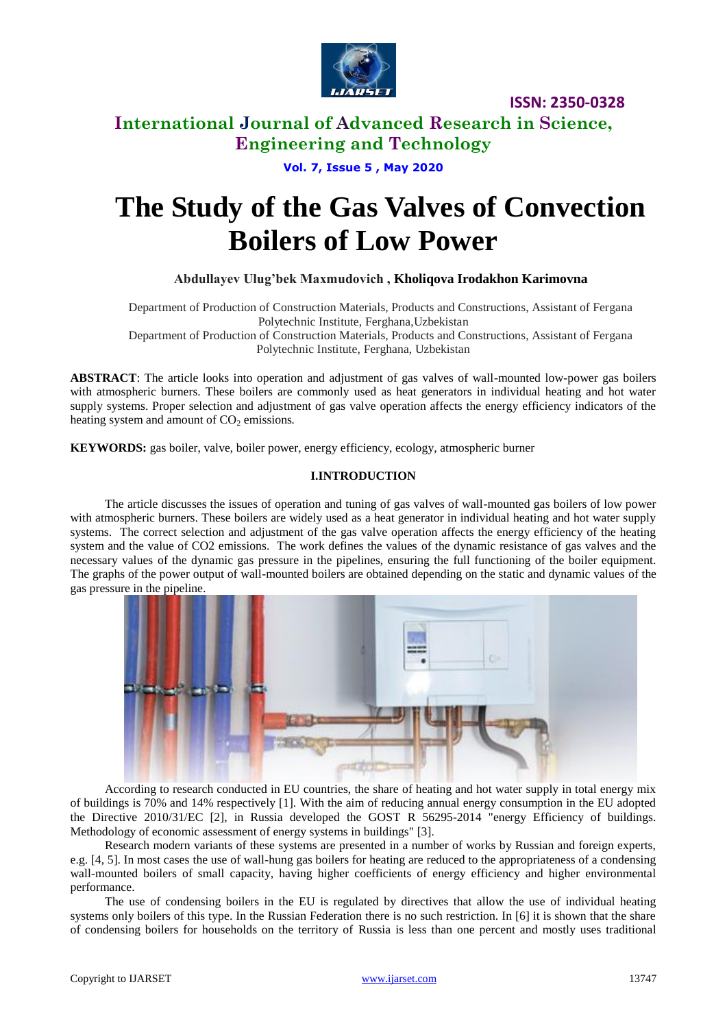# International Journal of Advanced Research in Science, Engineering and Technology

# The Study of the Gas Valves of Convection Boilers of Low Power

**Abdullayev Ulug'bek Maxmudovich , Kholiqova Irodakhon Karimovna**

Department of Production of Construction Materials, Products and Constructions, Assistant of Fergana Polytechnic Institute, Ferghana,Uzbekistan

Department of Production of Construction Materials, Products and Constructions, Assistant of Fergana Polytechnic Institute, Ferghana, Uzbekistan

**ABSTRACT**: The article looks into operation and adjustment of gas valves of wall-mounted low-power gas boilers with atmospheric burners. These boilers are commonly used as heat generators in individual heating and hot water supply systems. Proper selection and adjustment of gas valve operation affects the energy efficiency indicators of the heating system and amount of $CO_2$ emissions.

**KEYWORDS:** gas boiler, valve, boiler power, energy efficiency, ecology, atmospheric burner

## I.INTRODUCTION

The article discusses the issues of operation and tuning of gas valves of wall-mounted gas boilers of low power with atmospheric burners. These boilers are widely used as a heat generator in individual heating and hot water supply systems. The correct selection and adjustment of the gas valve operation affects the energy efficiency of the heating system and the value of CO2 emissions. The work defines the values of the dynamic resistance of gas valves and the necessary values of the dynamic gas pressure in the pipelines, ensuring the full functioning of the boiler equipment. The graphs of the power output of wall-mounted boilers are obtained depending on the static and dynamic values of the gas pressure in the pipeline.

According to research conducted in EU countries, the share of heating and hot water supply in total energy mix of buildings is 70% and 14% respectively [1]. With the aim of reducing annual energy consumption in the EU adopted the Directive 2010/31/EC [2], in Russia developed the GOST R 56295-2014 "energy Efficiency of buildings. Methodology of economic assessment of energy systems in buildings" [3].

Research modern variants of these systems are presented in a number of works by Russian and foreign experts, e.g. [4, 5]. In most cases the use of wall-hung gas boilers for heating are reduced to the appropriateness of a condensing wall-mounted boilers of small capacity, having higher coefficients of energy efficiency and higher environmental performance.

The use of condensing boilers in the EU is regulated by directives that allow the use of individual heating systems only boilers of this type. In the Russian Federation there is no such restriction. In [6] it is shown that the share of condensing boilers for households on the territory of Russia is less than one percent and mostly uses traditional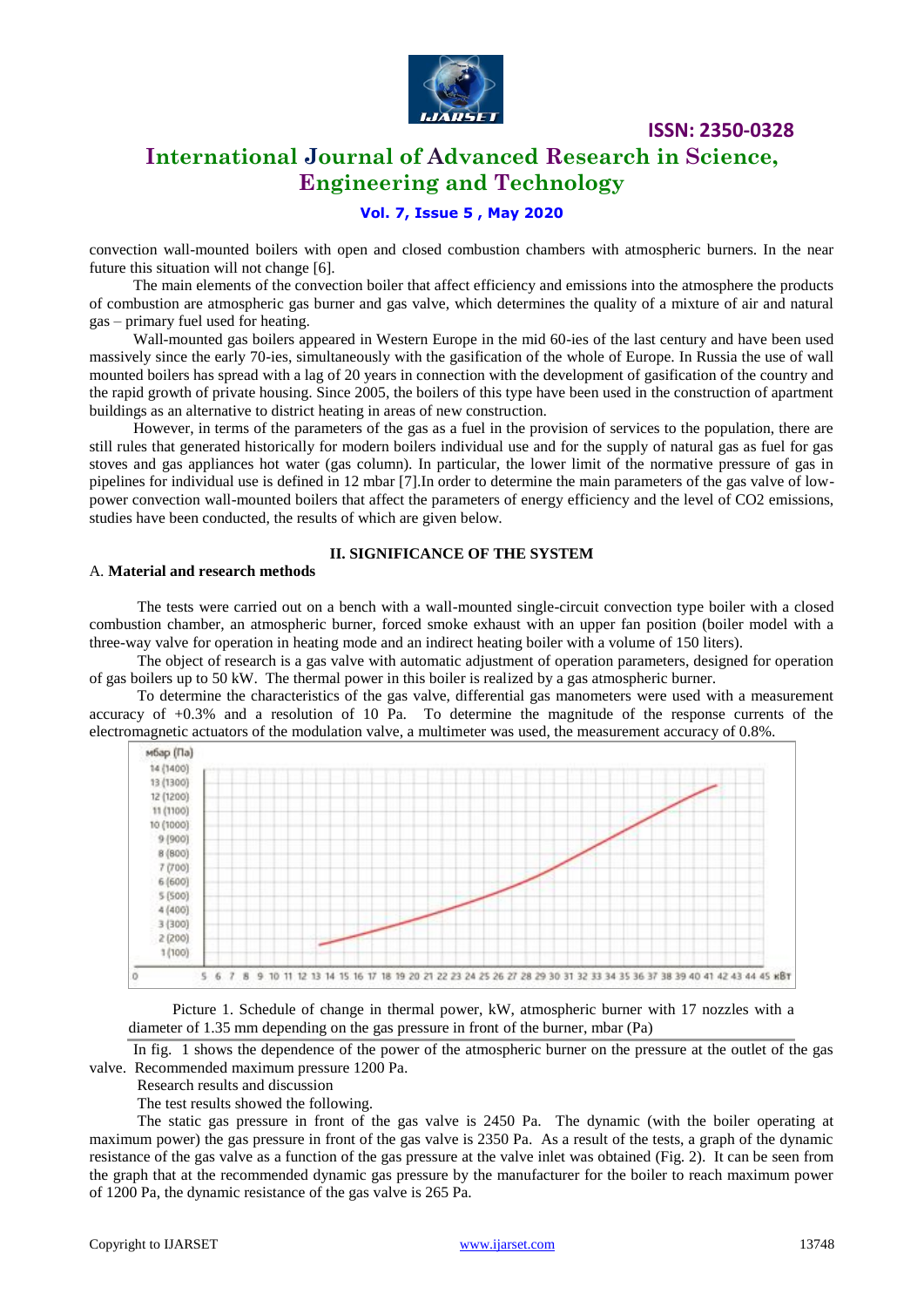convection wall-mounted boilers with open and closed combustion chambers with atmospheric burners. In the near future this situation will not change [6].

The main elements of the convection boiler that affect efficiency and emissions into the atmosphere the products of combustion are atmospheric gas burner and gas valve, which determines the quality of a mixture of air and natural gas – primary fuel used for heating.

Wall-mounted gas boilers appeared in Western Europe in the mid 60-ies of the last century and have been used massively since the early 70-ies, simultaneously with the gasification of the whole of Europe. In Russia the use of wall mounted boilers has spread with a lag of 20 years in connection with the development of gasification of the country and the rapid growth of private housing. Since 2005, the boilers of this type have been used in the construction of apartment buildings as an alternative to district heating in areas of new construction.

However, in terms of the parameters of the gas as a fuel in the provision of services to the population, there are still rules that generated historically for modern boilers individual use and for the supply of natural gas as fuel for gas stoves and gas appliances hot water (gas column). In particular, the lower limit of the normative pressure of gas in pipelines for individual use is defined in 12 mbar [7].In order to determine the main parameters of the gas valve of low-power convection wall-mounted boilers that affect the parameters of energy efficiency and the level of $CO_2$ emissions, studies have been conducted, the results of which are given below.

## II. SIGNIFICANCE OF THE SYSTEM

### A. **Material and research methods**

The tests were carried out on a bench with a wall-mounted single-circuit convection type boiler with a closed combustion chamber, an atmospheric burner, forced smoke exhaust with an upper fan position (boiler model with a three-way valve for operation in heating mode and an indirect heating boiler with a volume of 150 liters).

The object of research is a gas valve with automatic adjustment of operation parameters, designed for operation of gas boilers up to 50 kW. The thermal power in this boiler is realized by a gas atmospheric burner.

To determine the characteristics of the gas valve, differential gas manometers were used with a measurement accuracy of +0.3% and a resolution of 10 Pa. To determine the magnitude of the response currents of the electromagnetic actuators of the modulation valve, a multimeter was used, the measurement accuracy of 0.8%.

Picture 1. Schedule of change in thermal power, kW, atmospheric burner with 17 nozzles with a diameter of 1.35 mm depending on the gas pressure in front of the burner, mbar (Pa)

In fig. 1 shows the dependence of the power of the atmospheric burner on the pressure at the outlet of the gas valve. Recommended maximum pressure 1200 Pa.

Research results and discussion

The test results showed the following.

The static gas pressure in front of the gas valve is 2450 Pa. The dynamic (with the boiler operating at maximum power) the gas pressure in front of the gas valve is 2350 Pa. As a result of the tests, a graph of the dynamic resistance of the gas valve as a function of the gas pressure at the valve inlet was obtained (Fig. 2). It can be seen from the graph that at the recommended dynamic gas pressure by the manufacturer for the boiler to reach maximum power of 1200 Pa, the dynamic resistance of the gas valve is 265 Pa.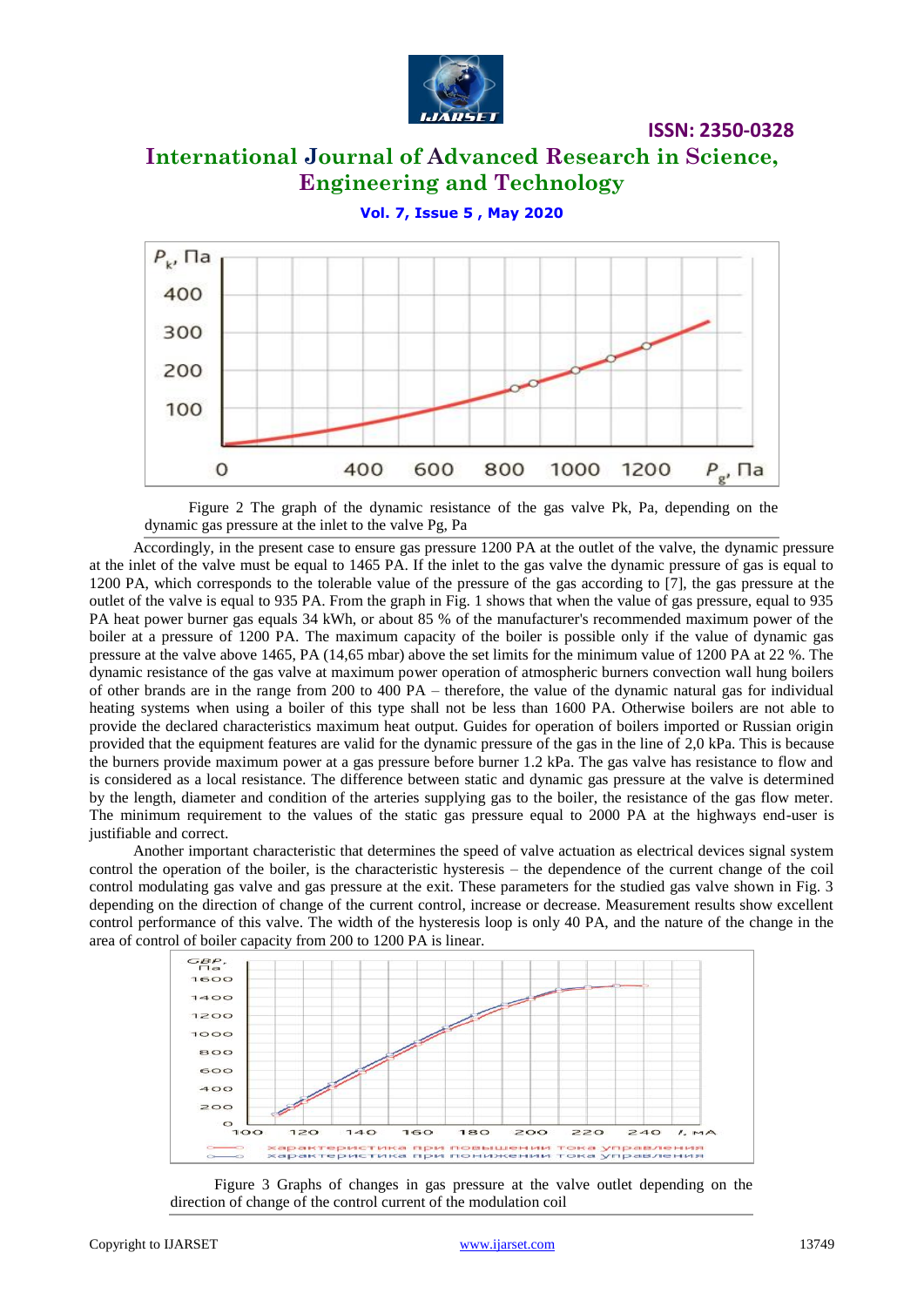Figure 2 The graph of the dynamic resistance of the gas valve Pk, Pa, depending on the dynamic gas pressure at the inlet to the valve Pg, Pa

Accordingly, in the present case to ensure gas pressure 1200 PA at the outlet of the valve, the dynamic pressure at the inlet of the valve must be equal to 1465 PA. If the inlet to the gas valve the dynamic pressure of gas is equal to 1200 PA, which corresponds to the tolerable value of the pressure of the gas according to [7], the gas pressure at the outlet of the valve is equal to 935 PA. From the graph in Fig. 1 shows that when the value of gas pressure, equal to 935 PA heat power burner gas equals 34 kWh, or about 85 % of the manufacturer's recommended maximum power of the boiler at a pressure of 1200 PA. The maximum capacity of the boiler is possible only if the value of dynamic gas pressure at the valve above 1465, PA (14,65 mbar) above the set limits for the minimum value of 1200 PA at 22 %. The dynamic resistance of the gas valve at maximum power operation of atmospheric burners convection wall hung boilers of other brands are in the range from 200 to 400 PA – therefore, the value of the dynamic natural gas for individual heating systems when using a boiler of this type shall not be less than 1600 PA. Otherwise boilers are not able to provide the declared characteristics maximum heat output. Guides for operation of boilers imported or Russian origin provided that the equipment features are valid for the dynamic pressure of the gas in the line of 2,0 kPa. This is because the burners provide maximum power at a gas pressure before burner 1.2 kPa. The gas valve has resistance to flow and is considered as a local resistance. The difference between static and dynamic gas pressure at the valve is determined by the length, diameter and condition of the arteries supplying gas to the boiler, the resistance of the gas flow meter. The minimum requirement to the values of the static gas pressure equal to 2000 PA at the highways end-user is justifiable and correct.

Another important characteristic that determines the speed of valve actuation as electrical devices signal system control the operation of the boiler, is the characteristic hysteresis – the dependence of the current change of the coil control modulating gas valve and gas pressure at the exit. These parameters for the studied gas valve shown in Fig. 3 depending on the direction of change of the current control, increase or decrease. Measurement results show excellent control performance of this valve. The width of the hysteresis loop is only 40 PA, and the nature of the change in the area of control of boiler capacity from 200 to 1200 PA is linear.

Figure 3 Graphs of changes in gas pressure at the valve outlet depending on the direction of change of the control current of the modulation coil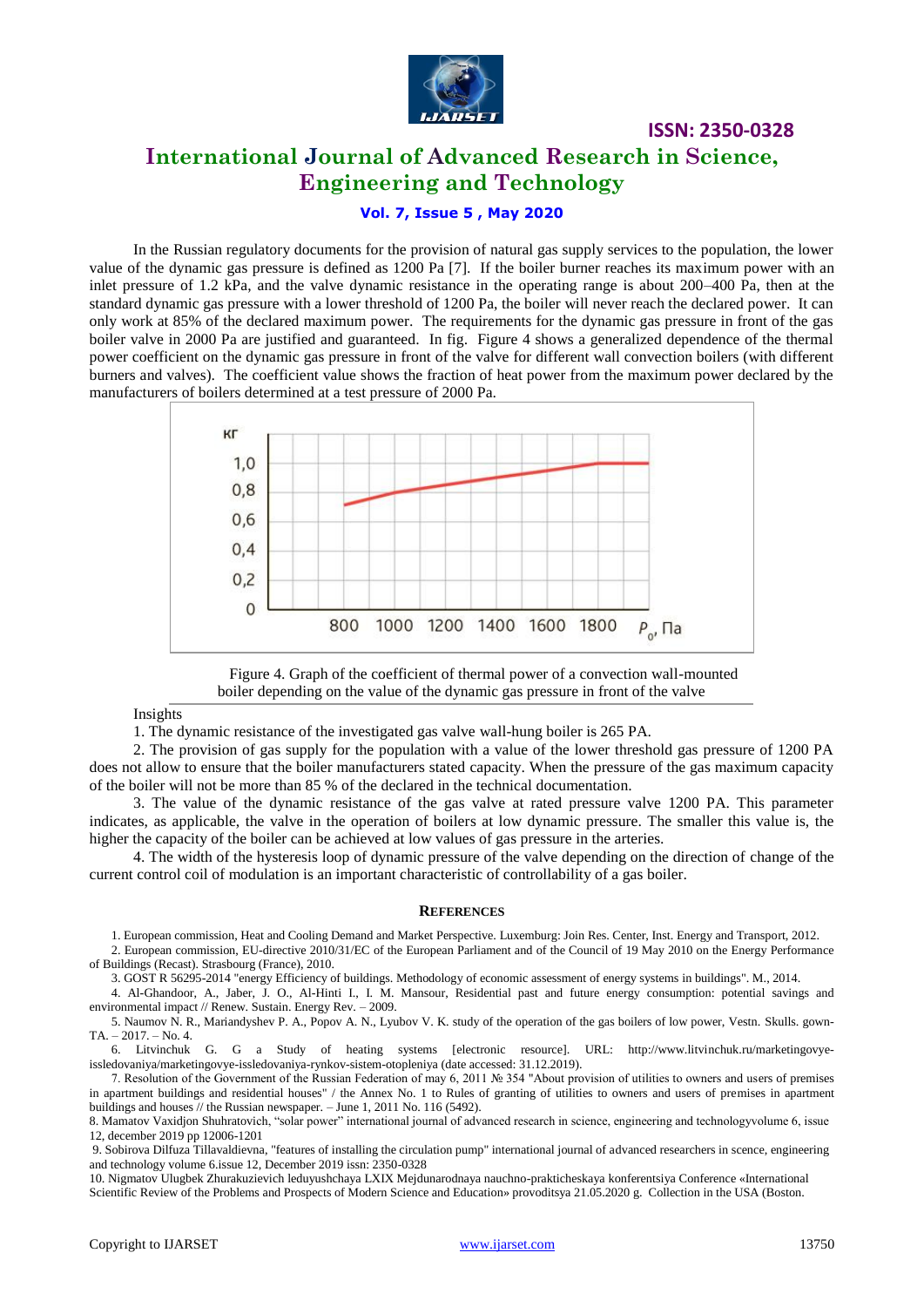In the Russian regulatory documents for the provision of natural gas supply services to the population, the lower value of the dynamic gas pressure is defined as 1200 Pa [7]. If the boiler burner reaches its maximum power with an inlet pressure of 1.2 kPa, and the valve dynamic resistance in the operating range is about 200–400 Pa, then at the standard dynamic gas pressure with a lower threshold of 1200 Pa, the boiler will never reach the declared power. It can only work at 85% of the declared maximum power. The requirements for the dynamic gas pressure in front of the gas boiler valve in 2000 Pa are justified and guaranteed. In fig. Figure 4 shows a generalized dependence of the thermal power coefficient on the dynamic gas pressure in front of the valve for different wall convection boilers (with different burners and valves). The coefficient value shows the fraction of heat power from the maximum power declared by the manufacturers of boilers determined at a test pressure of 2000 Pa.

Figure 4. Graph of the coefficient of thermal power of a convection wall-mounted boiler depending on the value of the dynamic gas pressure in front of the valve

Insights

1. The dynamic resistance of the investigated gas valve wall-hung boiler is 265 PA.

2. The provision of gas supply for the population with a value of the lower threshold gas pressure of 1200 PA does not allow to ensure that the boiler manufacturers stated capacity. When the pressure of the gas maximum capacity of the boiler will not be more than 85 % of the declared in the technical documentation.

3. The value of the dynamic resistance of the gas valve at rated pressure valve 1200 PA. This parameter indicates, as applicable, the valve in the operation of boilers at low dynamic pressure. The smaller this value is, the higher the capacity of the boiler can be achieved at low values of gas pressure in the arteries.

4. The width of the hysteresis loop of dynamic pressure of the valve depending on the direction of change of the current control coil of modulation is an important characteristic of controllability of a gas boiler.

## REFERENCES

1. European commission, Heat and Cooling Demand and Market Perspective. Luxemburg: Join Res. Center, Inst. Energy and Transport, 2012.
2. European commission, EU-directive 2010/31/EC of the European Parliament and of the Council of 19 May 2010 on the Energy Performance of Buildings (Recast). Strasbourg (France), 2010.
3. GOST R 56295-2014 "energy Efficiency of buildings. Methodology of economic assessment of energy systems in buildings". M., 2014.
4. Al-Ghandoor, A., Jaber, J. O., Al-Hinti I., I. M. Mansour, Residential past and future energy consumption: potential savings and environmental impact // Renew. Sustain. Energy Rev. – 2009.
5. Naumov N. R., Mariandyshev P. A., Popov A. N., Lyubov V. K. study of the operation of the gas boilers of low power, Vestn. Skulls. gown-TA. – 2017. – No. 4.
6. Litvinchuk G. G a Study of heating systems [electronic resource]. URL: http://www.litvinchuk.ru/marketingovye-issledovaniya/marketingovye-issledovaniya-rynkov-sistem-otopleniya (date accessed: 31.12.2019).
7. Resolution of the Government of the Russian Federation of may 6, 2011 № 354 "About provision of utilities to owners and users of premises in apartment buildings and residential houses" / the Annex No. 1 to Rules of granting of utilities to owners and users of premises in apartment buildings and houses // the Russian newspaper. – June 1, 2011 No. 116 (5492).
8. Mamatov Vaxidjon Shuhratovich, "solar power" international journal of advanced research in science, engineering and technologyvolume 6, issue 12, december 2019 pp 12006-1201
9. Sobirova Dilfuza Tillavaldievna, "features of installing the circulation pump" international journal of advanced researchers in scence, engineering and technology volume 6.issue 12, December 2019 issn: 2350-0328
10. Nigmatov Ulugbek Zhurakuzievich leduyushchaya LXIX Mejdunarodnaya nauchno-prakticheskaya konferentsiya Conference «International Scientific Review of the Problems and Prospects of Modern Science and Education» provoditsya 21.05.2020 g. Collection in the USA (Boston.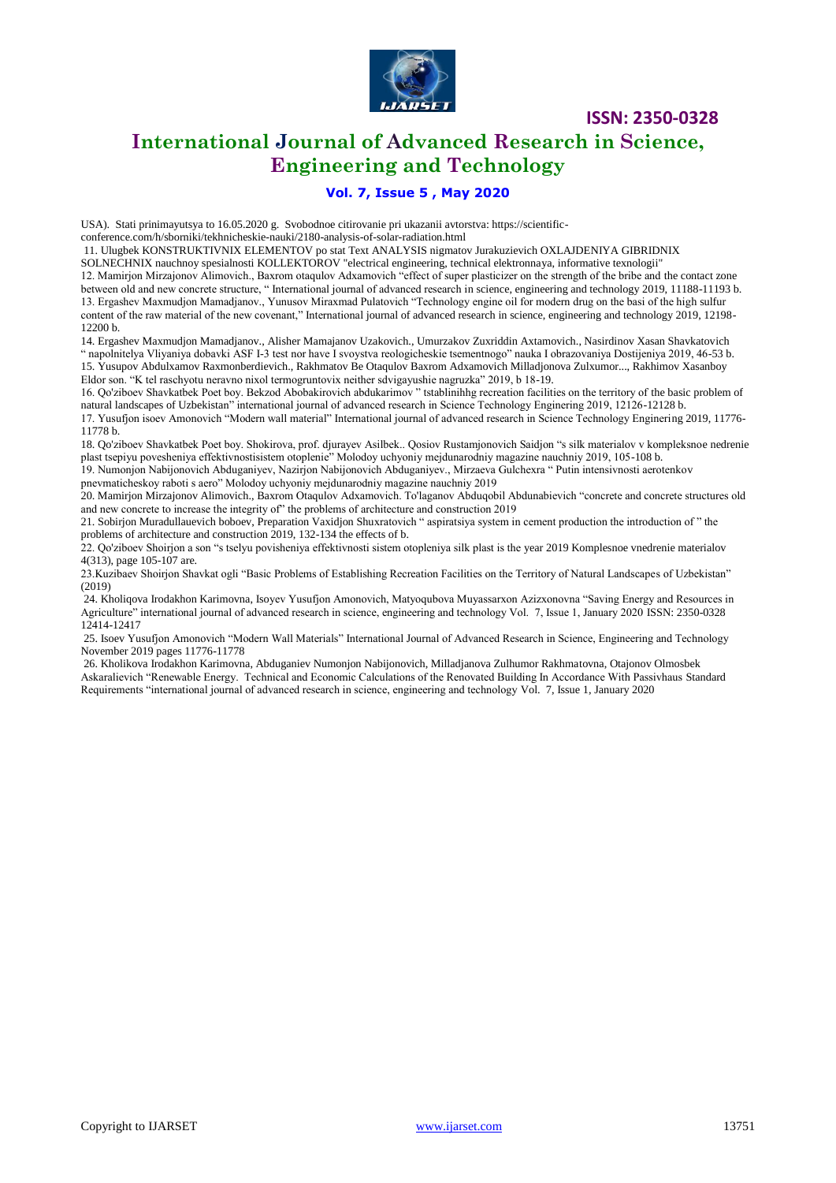USA). Stati prinimayutsya to 16.05.2020 g. Svobodnoe citirovanie pri ukazanii avtorstva: https://scientific-conference.com/h/sborniki/tekhnicheskie-nauki/2180-analysis-of-solar-radiation.html

11. Ulugbek KONSTRUKTIVNIX ELEMENTOV po stat Text ANALYSIS nigmatov Jurakuzievich OXLAJDENIYA GIBRIDNIX SOLNECHNIX nauchnoy spesialnosti KOLLEKTOROV "electrical engineering, technical elektronnaya, informative texnologii"

12. Mamirjon Mirzajonov Alimovich., Baxrom otaqulov Adxamovich "effect of super plasticizer on the strength of the bribe and the contact zone between old and new concrete structure, " International journal of advanced research in science, engineering and technology 2019, 11188-11193 b.

13. Ergashev Maxmudjon Mamadjanov., Yunusov Miraxmad Pulatovich "Technology engine oil for modern drug on the basi of the high sulfur content of the raw material of the new covenant," International journal of advanced research in science, engineering and technology 2019, 12198-12200 b.

14. Ergashev Maxmudjon Mamadjanov., Alisher Mamajanov Uzakovich., Umurzakov Zuxriddin Axtamovich., Nasirdinov Xasan Shavkatovich " napolnitelya Vliyaniya dobavki ASF I-3 test nor have I svoystva reologicheskie tsementnogo" nauka I obrazovaniya Dostijeniya 2019, 46-53 b.

15. Yusupov Abdulxamov Raxmonberdievich., Rakhmatov Be Otaqulov Baxrom Adxamovich Milladjonova Zulxumor..., Rakhimov Xasanboy Eldor son. "K tel raschyotu neravno nixol termogruntovix neither sdvigayushie nagruzka" 2019, b 18-19.

16. Qo'ziboev Shavkatbek Poet boy. Bekzod Abobakirovich abdukarimov " tstablinihhg recreation facilities on the territory of the basic problem of natural landscapes of Uzbekistan" international journal of advanced research in Science Technology Enginering 2019, 12126-12128 b.

17. Yusufjon isoev Amonovich "Modern wall material" International journal of advanced research in Science Technology Enginering 2019, 11776-11778 b.

18. Qo'ziboev Shavkatbek Poet boy. Shokirova, prof. djurayev Asilbek.. Qosiov Rustamjonovich Saidjon "s silk materialov v kompleksnoe nedrenie plast tsepiyu povesheniya effektivnostisistem otoplenie" Molodoy uchyoniy mejdunarodniy magazine nauchniy 2019, 105-108 b.

19. Numonjon Nabijonovich Abduganiyev, Nazirjon Nabijonovich Abduganiyev., Mirzaeva Gulchexra " Putin intensivnosti aerotenkov pnevmaticheskoy raboti s aero" Molodoy uchyoniy mejdunarodniy magazine nauchniy 2019

20. Mamirjon Mirzajonov Alimovich., Baxrom Otaqulov Adxamovich. To'laganov Abduqobil Abdunabievich "concrete and concrete structures old and new concrete to increase the integrity of" the problems of architecture and construction 2019

21. Sobirjon Muradullauevich boboev, Preparation Vaxidjon Shuxratovich " aspiratsiya system in cement production the introduction of " the problems of architecture and construction 2019, 132-134 the effects of b.

22. Qo'ziboev Shoirjon a son "s tselyu povisheniya effektivnosti sistem otopleniya silk plast is the year 2019 Komplesnoe vnedrenie materialov 4(313), page 105-107 are.

23.Kuzibaev Shoirjon Shavkat ogli "Basic Problems of Establishing Recreation Facilities on the Territory of Natural Landscapes of Uzbekistan" (2019)

24. Kholiqova Irodakhon Karimovna, Isoyev Yusufjon Amonovich, Matyoqubova Muyassarxon Azizxonovna "Saving Energy and Resources in Agriculture" international journal of advanced research in science, engineering and technology Vol. 7, Issue 1, January 2020 ISSN: 2350-0328 12414-12417

25. Isoev Yusufjon Amonovich "Modern Wall Materials" International Journal of Advanced Research in Science, Engineering and Technology November 2019 pages 11776-11778

26. Kholikova Irodakhon Karimovna, Abduganiev Numonjon Nabijonovich, Milladjanova Zulhumor Rakhmatovna, Otajonov Olmosbek Askaralievich "Renewable Energy. Technical and Economic Calculations of the Renovated Building In Accordance With Passivhaus Standard Requirements "international journal of advanced research in science, engineering and technology Vol. 7, Issue 1, January 2020